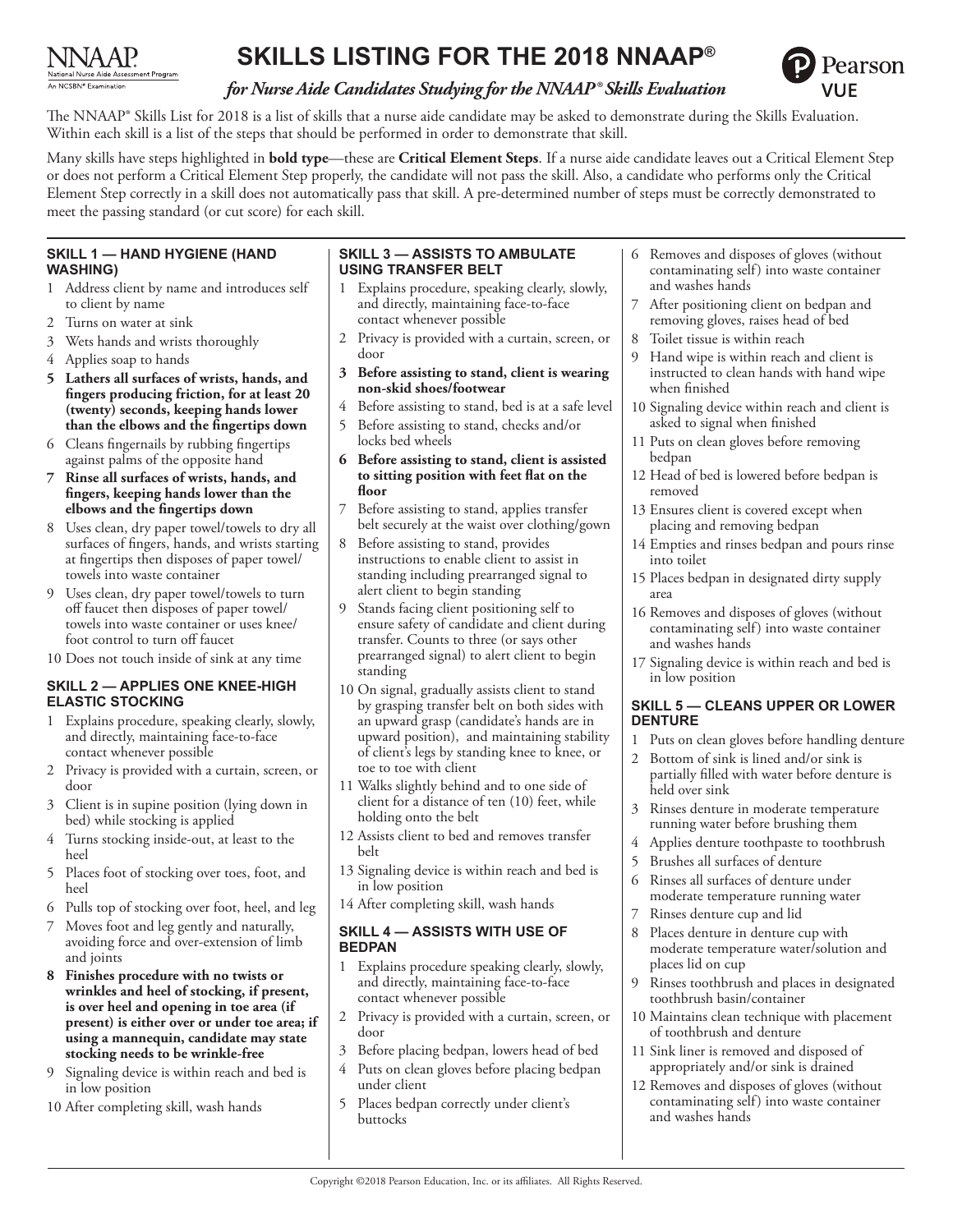# SKILLS LISTING FOR THE 2018 NNAAP®

*for Nurse Aide Candidates Studying for the NNAAP® Skills Evaluation*

The NNAAP® Skills List for 2018 is a list of skills that a nurse aide candidate may be asked to demonstrate during the Skills Evaluation. Within each skill is a list of the steps that should be performed in order to demonstrate that skill.

Many skills have steps highlighted in **bold type**—these are **Critical Element Steps**. If a nurse aide candidate leaves out a Critical Element Step or does not perform a Critical Element Step properly, the candidate will not pass the skill. Also, a candidate who performs only the Critical Element Step correctly in a skill does not automatically pass that skill. A pre-determined number of steps must be correctly demonstrated to meet the passing standard (or cut score) for each skill.

### SKILL 1 — HAND HYGIENE (HAND WASHING)

1 Address client by name and introduces self to client by name
2 Turns on water at sink
3 Wets hands and wrists thoroughly
4 Applies soap to hands
**5 Lathers all surfaces of wrists, hands, and fingers producing friction, for at least 20 (twenty) seconds, keeping hands lower than the elbows and the fingertips down**
6 Cleans fingernails by rubbing fingertips against palms of the opposite hand
**7 Rinse all surfaces of wrists, hands, and fingers, keeping hands lower than the elbows and the fingertips down**
8 Uses clean, dry paper towel/towels to dry all surfaces of fingers, hands, and wrists starting at fingertips then disposes of paper towel/towels into waste container
9 Uses clean, dry paper towel/towels to turn off faucet then disposes of paper towel/towels into waste container or uses knee/foot control to turn off faucet
10 Does not touch inside of sink at any time

### SKILL 2 — APPLIES ONE KNEE-HIGH ELASTIC STOCKING

1 Explains procedure, speaking clearly, slowly, and directly, maintaining face-to-face contact whenever possible
2 Privacy is provided with a curtain, screen, or door
3 Client is in supine position (lying down in bed) while stocking is applied
4 Turns stocking inside-out, at least to the heel
5 Places foot of stocking over toes, foot, and heel
6 Pulls top of stocking over foot, heel, and leg
7 Moves foot and leg gently and naturally, avoiding force and over-extension of limb and joints
**8 Finishes procedure with no twists or wrinkles and heel of stocking, if present, is over heel and opening in toe area (if present) is either over or under toe area; if using a mannequin, candidate may state stocking needs to be wrinkle-free**
9 Signaling device is within reach and bed is in low position
10 After completing skill, wash hands

### SKILL 3 — ASSISTS TO AMBULATE USING TRANSFER BELT

1 Explains procedure, speaking clearly, slowly, and directly, maintaining face-to-face contact whenever possible
2 Privacy is provided with a curtain, screen, or door
**3 Before assisting to stand, client is wearing non-skid shoes/footwear**
4 Before assisting to stand, bed is at a safe level
5 Before assisting to stand, checks and/or locks bed wheels
**6 Before assisting to stand, client is assisted to sitting position with feet flat on the floor**
7 Before assisting to stand, applies transfer belt securely at the waist over clothing/gown
8 Before assisting to stand, provides instructions to enable client to assist in standing including prearranged signal to alert client to begin standing
9 Stands facing client positioning self to ensure safety of candidate and client during transfer. Counts to three (or says other prearranged signal) to alert client to begin standing
10 On signal, gradually assists client to stand by grasping transfer belt on both sides with an upward grasp (candidate's hands are in upward position), and maintaining stability of client's legs by standing knee to knee, or toe to toe with client
11 Walks slightly behind and to one side of client for a distance of ten (10) feet, while holding onto the belt
12 Assists client to bed and removes transfer belt
13 Signaling device is within reach and bed is in low position
14 After completing skill, wash hands

### SKILL 4 — ASSISTS WITH USE OF BEDPAN

1 Explains procedure speaking clearly, slowly, and directly, maintaining face-to-face contact whenever possible
2 Privacy is provided with a curtain, screen, or door
3 Before placing bedpan, lowers head of bed
4 Puts on clean gloves before placing bedpan under client
5 Places bedpan correctly under client's buttocks
6 Removes and disposes of gloves (without contaminating self) into waste container and washes hands
7 After positioning client on bedpan and removing gloves, raises head of bed
8 Toilet tissue is within reach
9 Hand wipe is within reach and client is instructed to clean hands with hand wipe when finished
10 Signaling device within reach and client is asked to signal when finished
11 Puts on clean gloves before removing bedpan
12 Head of bed is lowered before bedpan is removed
13 Ensures client is covered except when placing and removing bedpan
14 Empties and rinses bedpan and pours rinse into toilet
15 Places bedpan in designated dirty supply area
16 Removes and disposes of gloves (without contaminating self) into waste container and washes hands
17 Signaling device is within reach and bed is in low position

### SKILL 5 — CLEANS UPPER OR LOWER DENTURE

1 Puts on clean gloves before handling denture
2 Bottom of sink is lined and/or sink is partially filled with water before denture is held over sink
3 Rinses denture in moderate temperature running water before brushing them
4 Applies denture toothpaste to toothbrush
5 Brushes all surfaces of denture
6 Rinses all surfaces of denture under moderate temperature running water
7 Rinses denture cup and lid
8 Places denture in denture cup with moderate temperature water/solution and places lid on cup
9 Rinses toothbrush and places in designated toothbrush basin/container
10 Maintains clean technique with placement of toothbrush and denture
11 Sink liner is removed and disposed of appropriately and/or sink is drained
12 Removes and disposes of gloves (without contaminating self) into waste container and washes hands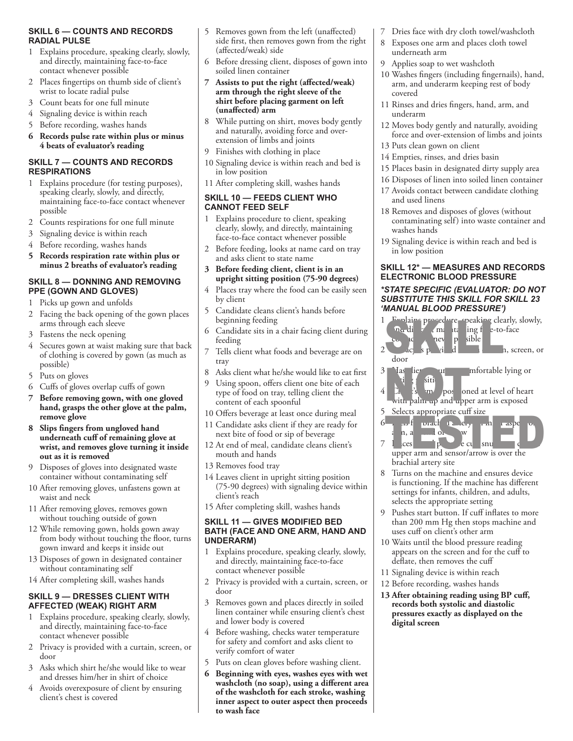### SKILL 6 — COUNTS AND RECORDS RADIAL PULSE

1. Explains procedure, speaking clearly, slowly, and directly, maintaining face-to-face contact whenever possible
2. Places fingertips on thumb side of client's wrist to locate radial pulse
3. Count beats for one full minute
4. Signaling device is within reach
5. Before recording, washes hands
6. **Records pulse rate within plus or minus 4 beats of evaluator's reading**

### SKILL 7 — COUNTS AND RECORDS RESPIRATIONS

1. Explains procedure (for testing purposes), speaking clearly, slowly, and directly, maintaining face-to-face contact whenever possible
2. Counts respirations for one full minute
3. Signaling device is within reach
4. Before recording, washes hands
5. **Records respiration rate within plus or minus 2 breaths of evaluator's reading**

### SKILL 8 — DONNING AND REMOVING PPE (GOWN AND GLOVES)

1. Picks up gown and unfolds
2. Facing the back opening of the gown places arms through each sleeve
3. Fastens the neck opening
4. Secures gown at waist making sure that back of clothing is covered by gown (as much as possible)
5. Puts on gloves
6. Cuffs of gloves overlap cuffs of gown
7. **Before removing gown, with one gloved hand, grasps the other glove at the palm, remove glove**
8. **Slips fingers from ungloved hand underneath cuff of remaining glove at wrist, and removes glove turning it inside out as it is removed**
9. Disposes of gloves into designated waste container without contaminating self
10. After removing gloves, unfastens gown at waist and neck
11. After removing gloves, removes gown without touching outside of gown
12. While removing gown, holds gown away from body without touching the floor, turns gown inward and keeps it inside out
13. Disposes of gown in designated container without contaminating self
14. After completing skill, washes hands

### SKILL 9 — DRESSES CLIENT WITH AFFECTED (WEAK) RIGHT ARM

1. Explains procedure, speaking clearly, slowly, and directly, maintaining face-to-face contact whenever possible
2. Privacy is provided with a curtain, screen, or door
3. Asks which shirt he/she would like to wear and dresses him/her in shirt of choice
4. Avoids overexposure of client by ensuring client's chest is covered
5. Removes gown from the left (unaffected) side first, then removes gown from the right (affected/weak) side
6. Before dressing client, disposes of gown into soiled linen container
7. **Assists to put the right (affected/weak) arm through the right sleeve of the shirt before placing garment on left (unaffected) arm**
8. While putting on shirt, moves body gently and naturally, avoiding force and over-extension of limbs and joints
9. Finishes with clothing in place
10. Signaling device is within reach and bed is in low position
11. After completing skill, washes hands

### SKILL 10 — FEEDS CLIENT WHO CANNOT FEED SELF

1. Explains procedure to client, speaking clearly, slowly, and directly, maintaining face-to-face contact whenever possible
2. Before feeding, looks at name card on tray and asks client to state name
3. **Before feeding client, client is in an upright sitting position (75-90 degrees)**
4. Places tray where the food can be easily seen by client
5. Candidate cleans client's hands before beginning feeding
6. Candidate sits in a chair facing client during feeding
7. Tells client what foods and beverage are on tray
8. Asks client what he/she would like to eat first
9. Using spoon, offers client one bite of each type of food on tray, telling client the content of each spoonful
10. Offers beverage at least once during meal
11. Candidate asks client if they are ready for next bite of food or sip of beverage
12. At end of meal, candidate cleans client's mouth and hands
13. Removes food tray
14. Leaves client in upright sitting position (75-90 degrees) with signaling device within client's reach
15. After completing skill, washes hands

### SKILL 11 — GIVES MODIFIED BED BATH (FACE AND ONE ARM, HAND AND UNDERARM)

1. Explains procedure, speaking clearly, slowly, and directly, maintaining face-to-face contact whenever possible
2. Privacy is provided with a curtain, screen, or door
3. Removes gown and places directly in soiled linen container while ensuring client's chest and lower body is covered
4. Before washing, checks water temperature for safety and comfort and asks client to verify comfort of water
5. Puts on clean gloves before washing client.
6. **Beginning with eyes, washes eyes with wet washcloth (no soap), using a different area of the washcloth for each stroke, washing inner aspect to outer aspect then proceeds to wash face**
7. Dries face with dry cloth towel/washcloth
8. Exposes one arm and places cloth towel underneath arm
9. Applies soap to wet washcloth
10. Washes fingers (including fingernails), hand, arm, and underarm keeping rest of body covered
11. Rinses and dries fingers, hand, arm, and underarm
12. Moves body gently and naturally, avoiding force and over-extension of limbs and joints
13. Puts clean gown on client
14. Empties, rinses, and dries basin
15. Places basin in designated dirty supply area
16. Disposes of linen into soiled linen container
17. Avoids contact between candidate clothing and used linens
18. Removes and disposes of gloves (without contaminating self) into waste container and washes hands
19. Signaling device is within reach and bed is in low position

### SKILL 12* — MEASURES AND RECORDS ELECTRONIC BLOOD PRESSURE

***STATE SPECIFIC (EVALUATOR: DO NOT SUBSTITUTE THIS SKILL FOR SKILL 23 'MANUAL BLOOD PRESSURE')***

**SKILL NOT TESTED**

1. Explains procedure, speaking clearly, slowly, and directly, maintaining face-to-face contact whenever possible
2. Privacy is provided with a curtain, screen, or door
3. Has client assume a comfortable lying or sitting position
4. Client's arm is positioned at level of heart with palm up and upper arm is exposed
5. Selects appropriate cuff size
6. Feels for brachial artery on inner aspect of arm, at bend of elbow
7. Places the center of the cuff snugly on client's upper arm and sensor/arrow is over the brachial artery site
8. Turns on the machine and ensures device is functioning. If the machine has different settings for infants, children, and adults, selects the appropriate setting
9. Pushes start button. If cuff inflates to more than 200 mm Hg then stops machine and uses cuff on client's other arm
10. Waits until the blood pressure reading appears on the screen and for the cuff to deflate, then removes the cuff
11. Signaling device is within reach
12. Before recording, washes hands
13. **After obtaining reading using BP cuff, records both systolic and diastolic pressures exactly as displayed on the digital screen**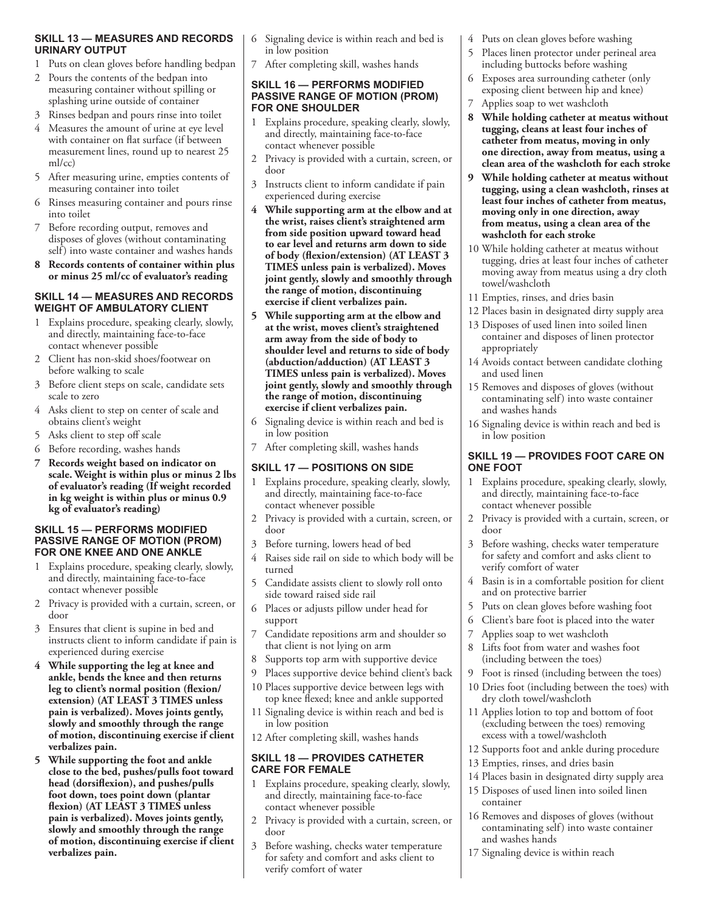### SKILL 13 — MEASURES AND RECORDS URINARY OUTPUT

1. Puts on clean gloves before handling bedpan
2. Pours the contents of the bedpan into measuring container without spilling or splashing urine outside of container
3. Rinses bedpan and pours rinse into toilet
4. Measures the amount of urine at eye level with container on flat surface (if between measurement lines, round up to nearest 25 ml/cc)
5. After measuring urine, empties contents of measuring container into toilet
6. Rinses measuring container and pours rinse into toilet
7. Before recording output, removes and disposes of gloves (without contaminating self) into waste container and washes hands
8. **Records contents of container within plus or minus 25 ml/cc of evaluator's reading**

### SKILL 14 — MEASURES AND RECORDS WEIGHT OF AMBULATORY CLIENT

1. Explains procedure, speaking clearly, slowly, and directly, maintaining face-to-face contact whenever possible
2. Client has non-skid shoes/footwear on before walking to scale
3. Before client steps on scale, candidate sets scale to zero
4. Asks client to step on center of scale and obtains client's weight
5. Asks client to step off scale
6. Before recording, washes hands
7. **Records weight based on indicator on scale. Weight is within plus or minus 2 lbs of evaluator's reading (If weight recorded in kg weight is within plus or minus 0.9 kg of evaluator's reading)**

### SKILL 15 — PERFORMS MODIFIED PASSIVE RANGE OF MOTION (PROM) FOR ONE KNEE AND ONE ANKLE

1. Explains procedure, speaking clearly, slowly, and directly, maintaining face-to-face contact whenever possible
2. Privacy is provided with a curtain, screen, or door
3. Ensures that client is supine in bed and instructs client to inform candidate if pain is experienced during exercise
4. **While supporting the leg at knee and ankle, bends the knee and then returns leg to client's normal position (flexion/extension) (AT LEAST 3 TIMES unless pain is verbalized). Moves joints gently, slowly and smoothly through the range of motion, discontinuing exercise if client verbalizes pain.**
5. **While supporting the foot and ankle close to the bed, pushes/pulls foot toward head (dorsiflexion), and pushes/pulls foot down, toes point down (plantar flexion) (AT LEAST 3 TIMES unless pain is verbalized). Moves joints gently, slowly and smoothly through the range of motion, discontinuing exercise if client verbalizes pain.**
6. Signaling device is within reach and bed is in low position
7. After completing skill, washes hands

### SKILL 16 — PERFORMS MODIFIED PASSIVE RANGE OF MOTION (PROM) FOR ONE SHOULDER

1. Explains procedure, speaking clearly, slowly, and directly, maintaining face-to-face contact whenever possible
2. Privacy is provided with a curtain, screen, or door
3. Instructs client to inform candidate if pain experienced during exercise
4. **While supporting arm at the elbow and at the wrist, raises client's straightened arm from side position upward toward head to ear level and returns arm down to side of body (flexion/extension) (AT LEAST 3 TIMES unless pain is verbalized). Moves joint gently, slowly and smoothly through the range of motion, discontinuing exercise if client verbalizes pain.**
5. **While supporting arm at the elbow and at the wrist, moves client's straightened arm away from the side of body to shoulder level and returns to side of body (abduction/adduction) (AT LEAST 3 TIMES unless pain is verbalized). Moves joint gently, slowly and smoothly through the range of motion, discontinuing exercise if client verbalizes pain.**
6. Signaling device is within reach and bed is in low position
7. After completing skill, washes hands

### SKILL 17 — POSITIONS ON SIDE

1. Explains procedure, speaking clearly, slowly, and directly, maintaining face-to-face contact whenever possible
2. Privacy is provided with a curtain, screen, or door
3. Before turning, lowers head of bed
4. Raises side rail on side to which body will be turned
5. Candidate assists client to slowly roll onto side toward raised side rail
6. Places or adjusts pillow under head for support
7. Candidate repositions arm and shoulder so that client is not lying on arm
8. Supports top arm with supportive device
9. Places supportive device behind client's back
10. Places supportive device between legs with top knee flexed; knee and ankle supported
11. Signaling device is within reach and bed is in low position
12. After completing skill, washes hands

### SKILL 18 — PROVIDES CATHETER CARE FOR FEMALE

1. Explains procedure, speaking clearly, slowly, and directly, maintaining face-to-face contact whenever possible
2. Privacy is provided with a curtain, screen, or door
3. Before washing, checks water temperature for safety and comfort and asks client to verify comfort of water
4. Puts on clean gloves before washing
5. Places linen protector under perineal area including buttocks before washing
6. Exposes area surrounding catheter (only exposing client between hip and knee)
7. Applies soap to wet washcloth
8. **While holding catheter at meatus without tugging, cleans at least four inches of catheter from meatus, moving in only one direction, away from meatus, using a clean area of the washcloth for each stroke**
9. **While holding catheter at meatus without tugging, using a clean washcloth, rinses at least four inches of catheter from meatus, moving only in one direction, away from meatus, using a clean area of the washcloth for each stroke**
10. While holding catheter at meatus without tugging, dries at least four inches of catheter moving away from meatus using a dry cloth towel/washcloth
11. Empties, rinses, and dries basin
12. Places basin in designated dirty supply area
13. Disposes of used linen into soiled linen container and disposes of linen protector appropriately
14. Avoids contact between candidate clothing and used linen
15. Removes and disposes of gloves (without contaminating self) into waste container and washes hands
16. Signaling device is within reach and bed is in low position

### SKILL 19 — PROVIDES FOOT CARE ON ONE FOOT

1. Explains procedure, speaking clearly, slowly, and directly, maintaining face-to-face contact whenever possible
2. Privacy is provided with a curtain, screen, or door
3. Before washing, checks water temperature for safety and comfort and asks client to verify comfort of water
4. Basin is in a comfortable position for client and on protective barrier
5. Puts on clean gloves before washing foot
6. Client's bare foot is placed into the water
7. Applies soap to wet washcloth
8. Lifts foot from water and washes foot (including between the toes)
9. Foot is rinsed (including between the toes)
10. Dries foot (including between the toes) with dry cloth towel/washcloth
11. Applies lotion to top and bottom of foot (excluding between the toes) removing excess with a towel/washcloth
12. Supports foot and ankle during procedure
13. Empties, rinses, and dries basin
14. Places basin in designated dirty supply area
15. Disposes of used linen into soiled linen container
16. Removes and disposes of gloves (without contaminating self) into waste container and washes hands
17. Signaling device is within reach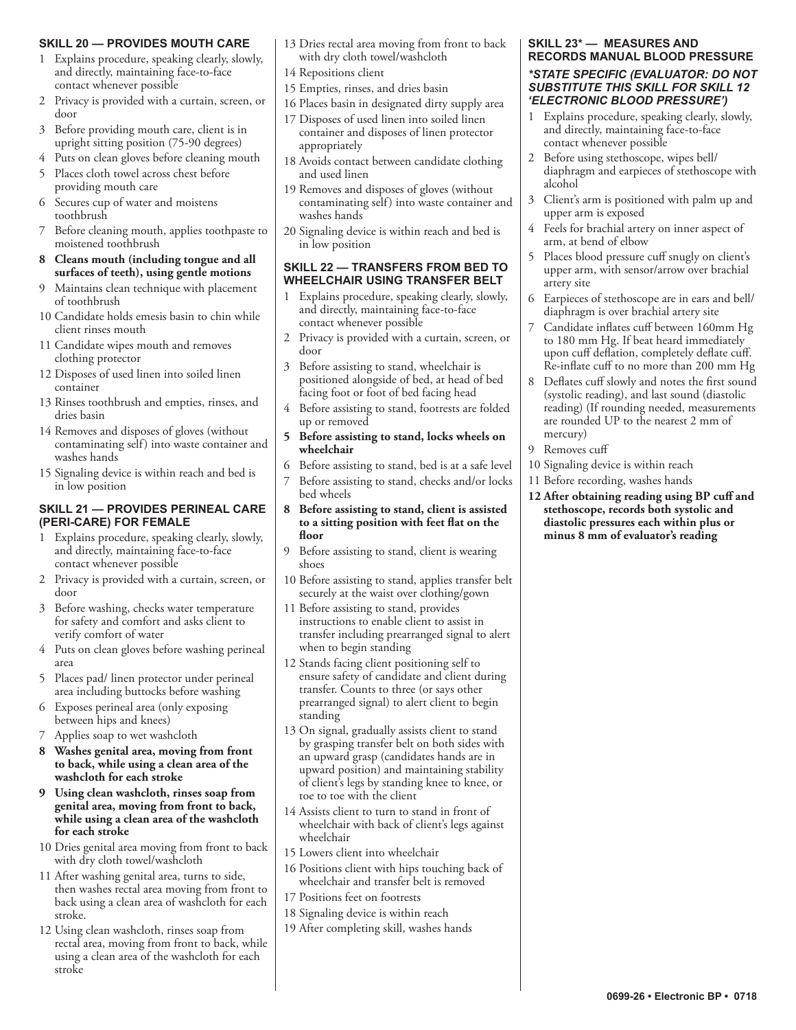## SKILL 20 — PROVIDES MOUTH CARE

1 Explains procedure, speaking clearly, slowly, and directly, maintaining face-to-face contact whenever possible
2 Privacy is provided with a curtain, screen, or door
3 Before providing mouth care, client is in upright sitting position (75-90 degrees)
4 Puts on clean gloves before cleaning mouth
5 Places cloth towel across chest before providing mouth care
6 Secures cup of water and moistens toothbrush
7 Before cleaning mouth, applies toothpaste to moistened toothbrush
**8 Cleans mouth (including tongue and all surfaces of teeth), using gentle motions**
9 Maintains clean technique with placement of toothbrush
10 Candidate holds emesis basin to chin while client rinses mouth
11 Candidate wipes mouth and removes clothing protector
12 Disposes of used linen into soiled linen container
13 Rinses toothbrush and empties, rinses, and dries basin
14 Removes and disposes of gloves (without contaminating self) into waste container and washes hands
15 Signaling device is within reach and bed is in low position

## SKILL 21 — PROVIDES PERINEAL CARE (PERI-CARE) FOR FEMALE

1 Explains procedure, speaking clearly, slowly, and directly, maintaining face-to-face contact whenever possible
2 Privacy is provided with a curtain, screen, or door
3 Before washing, checks water temperature for safety and comfort and asks client to verify comfort of water
4 Puts on clean gloves before washing perineal area
5 Places pad/ linen protector under perineal area including buttocks before washing
6 Exposes perineal area (only exposing between hips and knees)
7 Applies soap to wet washcloth
**8 Washes genital area, moving from front to back, while using a clean area of the washcloth for each stroke**
**9 Using clean washcloth, rinses soap from genital area, moving from front to back, while using a clean area of the washcloth for each stroke**
10 Dries genital area moving from front to back with dry cloth towel/washcloth
11 After washing genital area, turns to side, then washes rectal area moving from front to back using a clean area of washcloth for each stroke.
12 Using clean washcloth, rinses soap from rectal area, moving from front to back, while using a clean area of the washcloth for each stroke
13 Dries rectal area moving from front to back with dry cloth towel/washcloth
14 Repositions client
15 Empties, rinses, and dries basin
16 Places basin in designated dirty supply area
17 Disposes of used linen into soiled linen container and disposes of linen protector appropriately
18 Avoids contact between candidate clothing and used linen
19 Removes and disposes of gloves (without contaminating self) into waste container and washes hands
20 Signaling device is within reach and bed is in low position

## SKILL 22 — TRANSFERS FROM BED TO WHEELCHAIR USING TRANSFER BELT

1 Explains procedure, speaking clearly, slowly, and directly, maintaining face-to-face contact whenever possible
2 Privacy is provided with a curtain, screen, or door
3 Before assisting to stand, wheelchair is positioned alongside of bed, at head of bed facing foot or foot of bed facing head
4 Before assisting to stand, footrests are folded up or removed
**5 Before assisting to stand, locks wheels on wheelchair**
6 Before assisting to stand, bed is at a safe level
7 Before assisting to stand, checks and/or locks bed wheels
**8 Before assisting to stand, client is assisted to a sitting position with feet flat on the floor**
9 Before assisting to stand, client is wearing shoes
10 Before assisting to stand, applies transfer belt securely at the waist over clothing/gown
11 Before assisting to stand, provides instructions to enable client to assist in transfer including prearranged signal to alert when to begin standing
12 Stands facing client positioning self to ensure safety of candidate and client during transfer. Counts to three (or says other prearranged signal) to alert client to begin standing
13 On signal, gradually assists client to stand by grasping transfer belt on both sides with an upward grasp (candidates hands are in upward position) and maintaining stability of client's legs by standing knee to knee, or toe to toe with the client
14 Assists client to turn to stand in front of wheelchair with back of client's legs against wheelchair
15 Lowers client into wheelchair
16 Positions client with hips touching back of wheelchair and transfer belt is removed
17 Positions feet on footrests
18 Signaling device is within reach
19 After completing skill, washes hands

## SKILL 23* — MEASURES AND RECORDS MANUAL BLOOD PRESSURE

***STATE SPECIFIC (EVALUATOR: DO NOT SUBSTITUTE THIS SKILL FOR SKILL 12 'ELECTRONIC BLOOD PRESSURE')***

1 Explains procedure, speaking clearly, slowly, and directly, maintaining face-to-face contact whenever possible
2 Before using stethoscope, wipes bell/ diaphragm and earpieces of stethoscope with alcohol
3 Client's arm is positioned with palm up and upper arm is exposed
4 Feels for brachial artery on inner aspect of arm, at bend of elbow
5 Places blood pressure cuff snugly on client's upper arm, with sensor/arrow over brachial artery site
6 Earpieces of stethoscope are in ears and bell/ diaphragm is over brachial artery site
7 Candidate inflates cuff between 160mm Hg to 180 mm Hg. If beat heard immediately upon cuff deflation, completely deflate cuff. Re-inflate cuff to no more than 200 mm Hg
8 Deflates cuff slowly and notes the first sound (systolic reading), and last sound (diastolic reading) (If rounding needed, measurements are rounded UP to the nearest 2 mm of mercury)
9 Removes cuff
10 Signaling device is within reach
11 Before recording, washes hands
**12 After obtaining reading using BP cuff and stethoscope, records both systolic and diastolic pressures each within plus or minus 8 mm of evaluator's reading**

0699-26 • Electronic BP • 0718